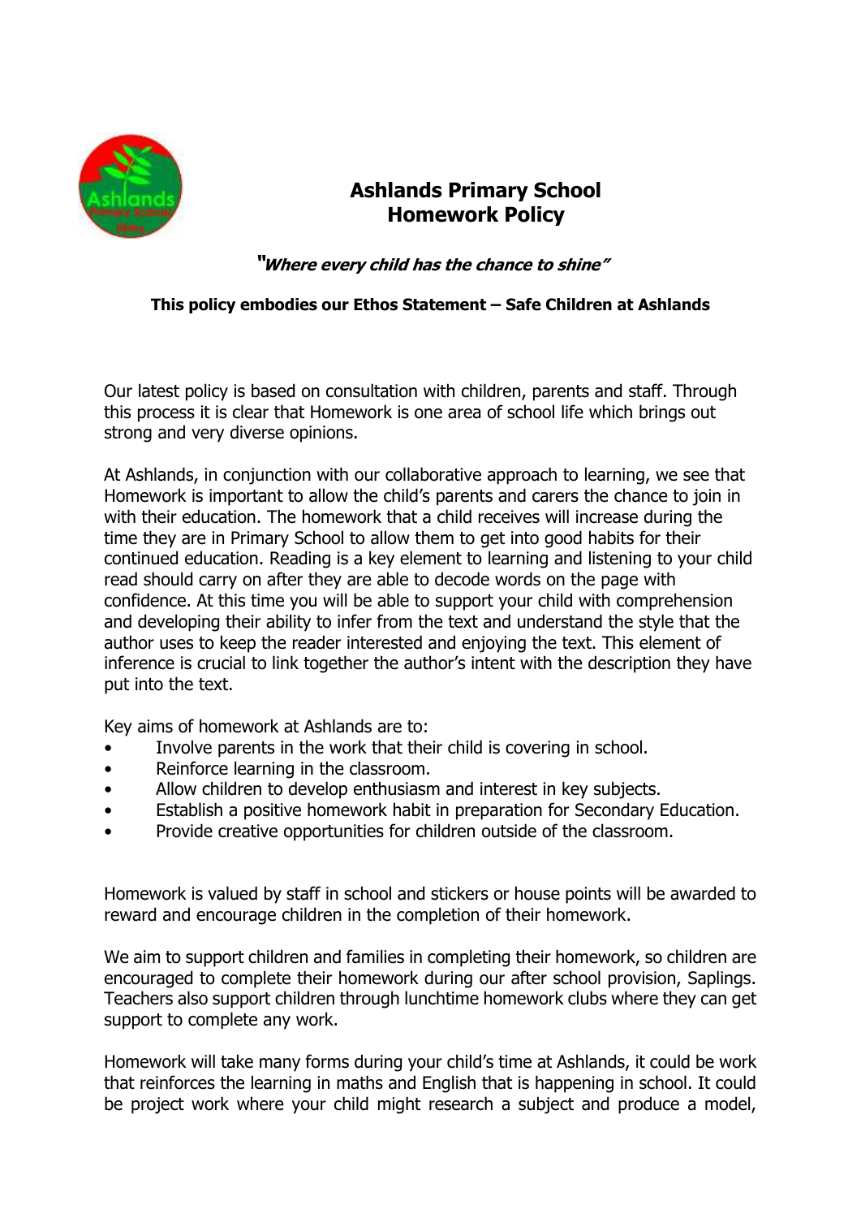# Ashlands Primary School
# Homework Policy

***"Where every child has the chance to shine"***

**This policy embodies our Ethos Statement – Safe Children at Ashlands**

Our latest policy is based on consultation with children, parents and staff. Through this process it is clear that Homework is one area of school life which brings out strong and very diverse opinions.

At Ashlands, in conjunction with our collaborative approach to learning, we see that Homework is important to allow the child's parents and carers the chance to join in with their education. The homework that a child receives will increase during the time they are in Primary School to allow them to get into good habits for their continued education. Reading is a key element to learning and listening to your child read should carry on after they are able to decode words on the page with confidence. At this time you will be able to support your child with comprehension and developing their ability to infer from the text and understand the style that the author uses to keep the reader interested and enjoying the text. This element of inference is crucial to link together the author's intent with the description they have put into the text.

Key aims of homework at Ashlands are to:

- Involve parents in the work that their child is covering in school.
- Reinforce learning in the classroom.
- Allow children to develop enthusiasm and interest in key subjects.
- Establish a positive homework habit in preparation for Secondary Education.
- Provide creative opportunities for children outside of the classroom.

Homework is valued by staff in school and stickers or house points will be awarded to reward and encourage children in the completion of their homework.

We aim to support children and families in completing their homework, so children are encouraged to complete their homework during our after school provision, Saplings. Teachers also support children through lunchtime homework clubs where they can get support to complete any work.

Homework will take many forms during your child's time at Ashlands, it could be work that reinforces the learning in maths and English that is happening in school. It could be project work where your child might research a subject and produce a model,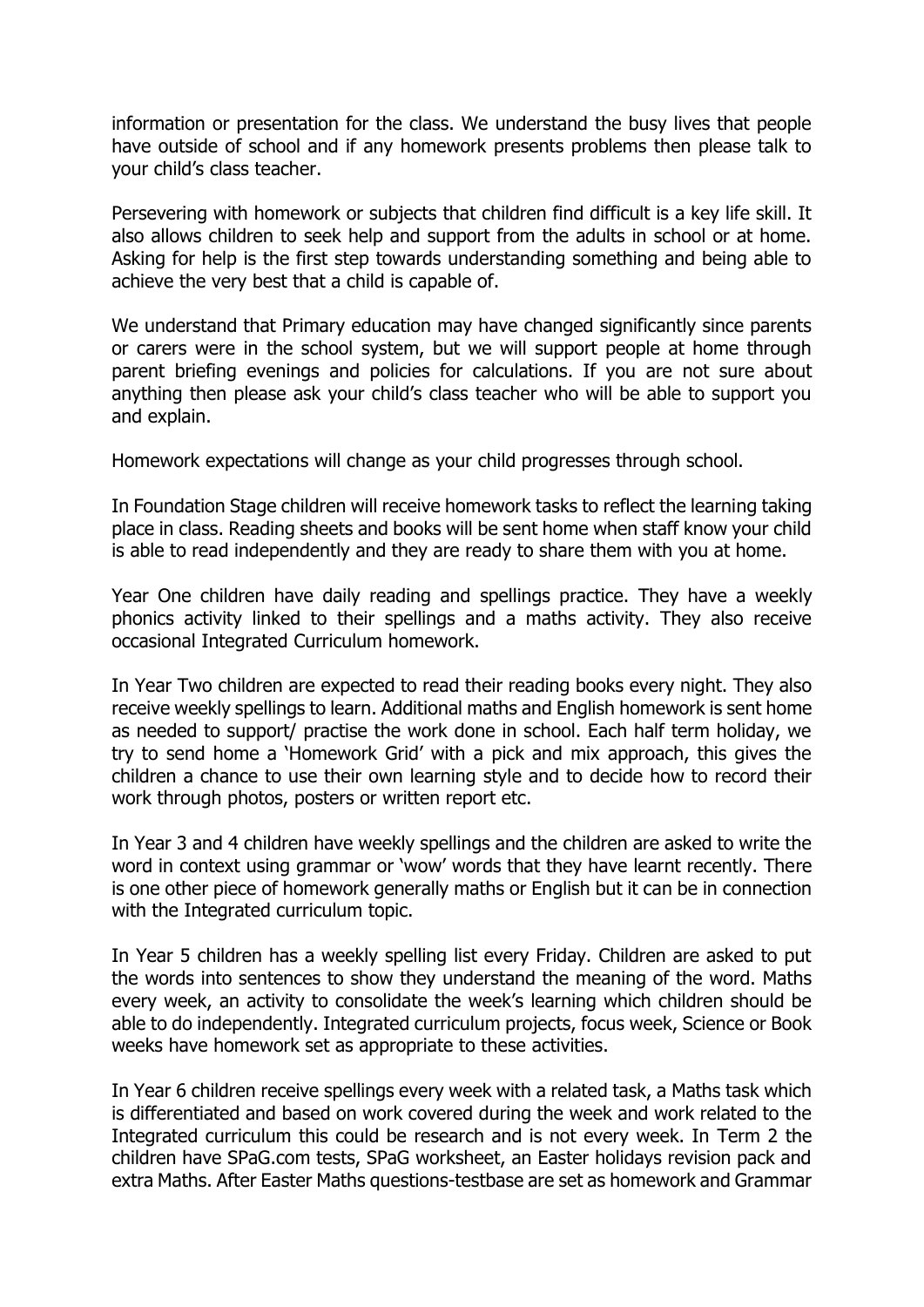information or presentation for the class. We understand the busy lives that people have outside of school and if any homework presents problems then please talk to your child's class teacher.

Persevering with homework or subjects that children find difficult is a key life skill. It also allows children to seek help and support from the adults in school or at home. Asking for help is the first step towards understanding something and being able to achieve the very best that a child is capable of.

We understand that Primary education may have changed significantly since parents or carers were in the school system, but we will support people at home through parent briefing evenings and policies for calculations. If you are not sure about anything then please ask your child's class teacher who will be able to support you and explain.

Homework expectations will change as your child progresses through school.

In Foundation Stage children will receive homework tasks to reflect the learning taking place in class. Reading sheets and books will be sent home when staff know your child is able to read independently and they are ready to share them with you at home.

Year One children have daily reading and spellings practice. They have a weekly phonics activity linked to their spellings and a maths activity. They also receive occasional Integrated Curriculum homework.

In Year Two children are expected to read their reading books every night. They also receive weekly spellings to learn. Additional maths and English homework is sent home as needed to support/ practise the work done in school. Each half term holiday, we try to send home a 'Homework Grid' with a pick and mix approach, this gives the children a chance to use their own learning style and to decide how to record their work through photos, posters or written report etc.

In Year 3 and 4 children have weekly spellings and the children are asked to write the word in context using grammar or 'wow' words that they have learnt recently. There is one other piece of homework generally maths or English but it can be in connection with the Integrated curriculum topic.

In Year 5 children has a weekly spelling list every Friday. Children are asked to put the words into sentences to show they understand the meaning of the word. Maths every week, an activity to consolidate the week's learning which children should be able to do independently. Integrated curriculum projects, focus week, Science or Book weeks have homework set as appropriate to these activities.

In Year 6 children receive spellings every week with a related task, a Maths task which is differentiated and based on work covered during the week and work related to the Integrated curriculum this could be research and is not every week. In Term 2 the children have SPaG.com tests, SPaG worksheet, an Easter holidays revision pack and extra Maths. After Easter Maths questions-testbase are set as homework and Grammar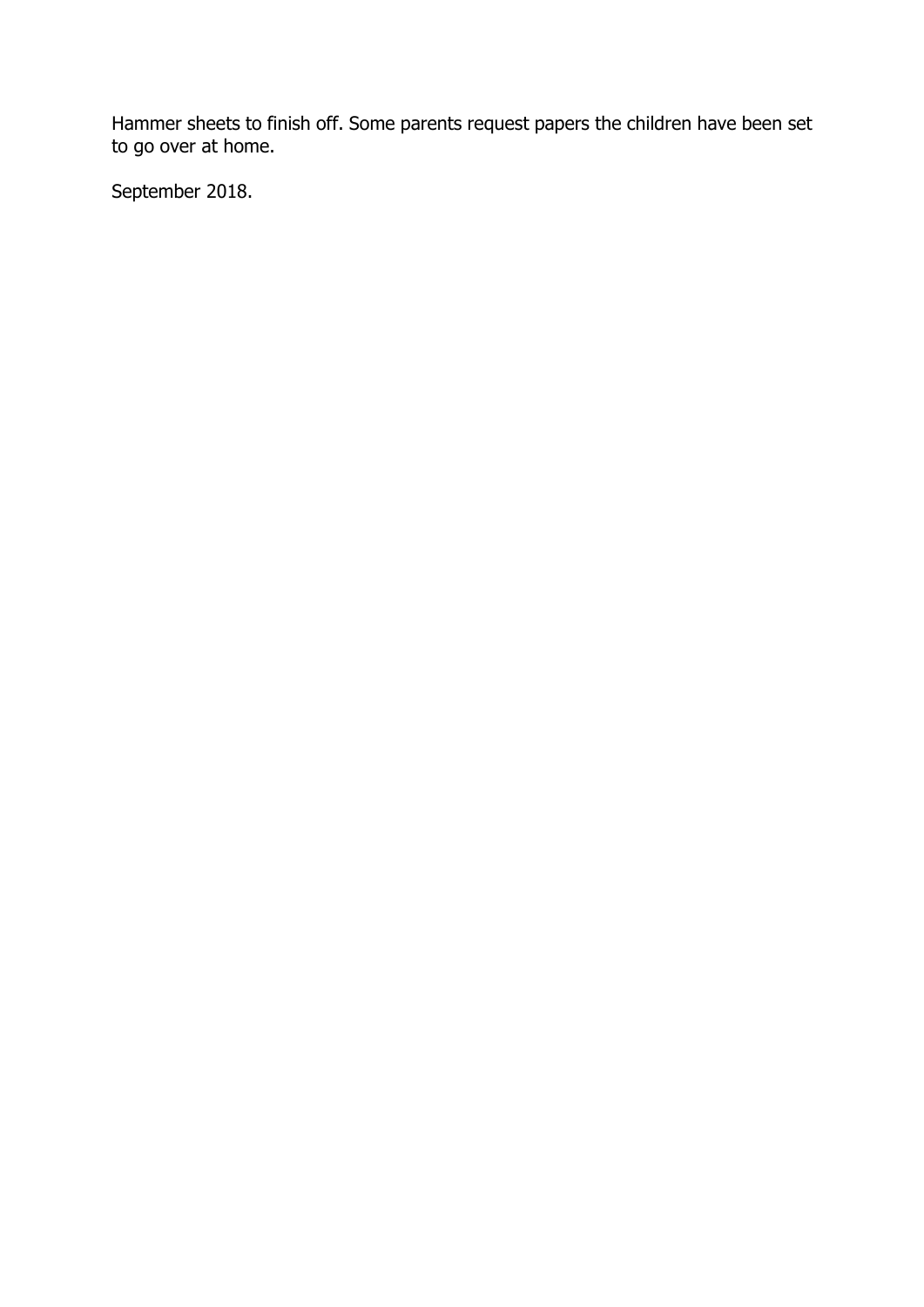Hammer sheets to finish off. Some parents request papers the children have been set to go over at home.

September 2018.